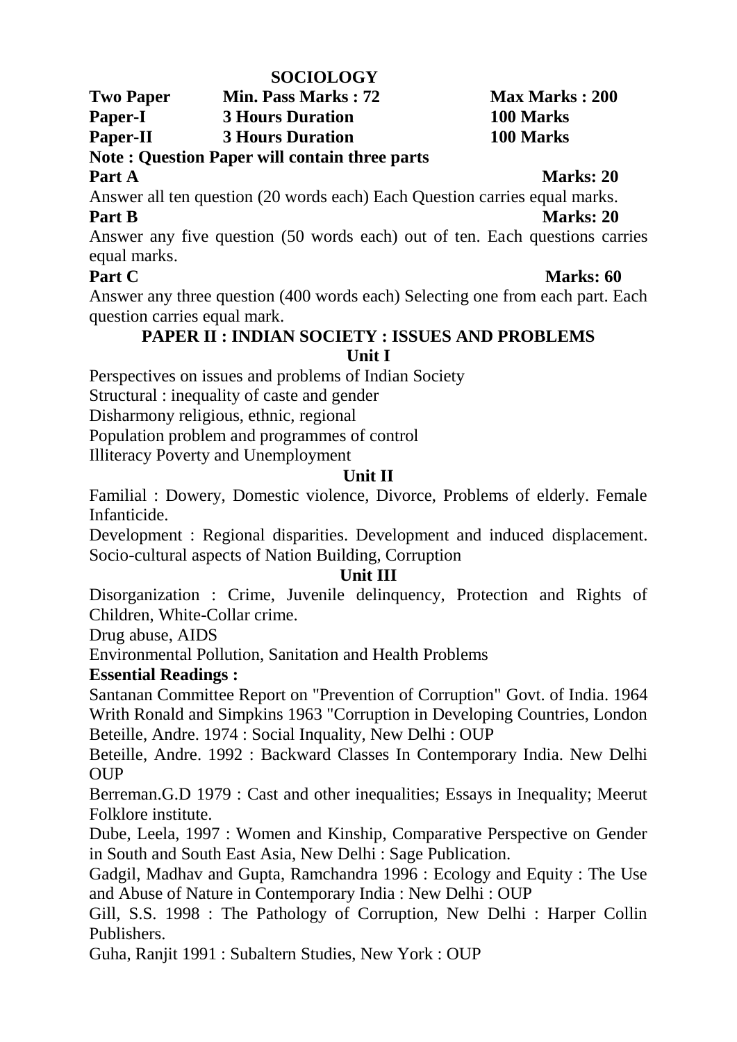# SOCIOLOGY

| **Two Paper** | **Min. Pass Marks : 72** | **Max Marks : 200** |
|---|---|---|
| **Paper-I** | **3 Hours Duration** | **100 Marks** |
| **Paper-II** | **3 Hours Duration** | **100 Marks** |

**Note : Question Paper will contain three parts**

**Part A** **Marks: 20**

Answer all ten question (20 words each) Each Question carries equal marks.

**Part B** **Marks: 20**

Answer any five question (50 words each) out of ten. Each questions carries equal marks.

**Part C** **Marks: 60**

Answer any three question (400 words each) Selecting one from each part. Each question carries equal mark.

## PAPER II : INDIAN SOCIETY : ISSUES AND PROBLEMS

### Unit I

Perspectives on issues and problems of Indian Society

Structural : inequality of caste and gender

Disharmony religious, ethnic, regional

Population problem and programmes of control

Illiteracy Poverty and Unemployment

### Unit II

Familial : Dowery, Domestic violence, Divorce, Problems of elderly. Female Infanticide.

Development : Regional disparities. Development and induced displacement. Socio-cultural aspects of Nation Building, Corruption

### Unit III

Disorganization : Crime, Juvenile delinquency, Protection and Rights of Children, White-Collar crime.

Drug abuse, AIDS

Environmental Pollution, Sanitation and Health Problems

**Essential Readings :**

Santanan Committee Report on "Prevention of Corruption" Govt. of India. 1964

Writh Ronald and Simpkins 1963 "Corruption in Developing Countries, London

Beteille, Andre. 1974 : Social Inquality, New Delhi : OUP

Beteille, Andre. 1992 : Backward Classes In Contemporary India. New Delhi OUP

Berreman.G.D 1979 : Cast and other inequalities; Essays in Inequality; Meerut Folklore institute.

Dube, Leela, 1997 : Women and Kinship, Comparative Perspective on Gender in South and South East Asia, New Delhi : Sage Publication.

Gadgil, Madhav and Gupta, Ramchandra 1996 : Ecology and Equity : The Use and Abuse of Nature in Contemporary India : New Delhi : OUP

Gill, S.S. 1998 : The Pathology of Corruption, New Delhi : Harper Collin Publishers.

Guha, Ranjit 1991 : Subaltern Studies, New York : OUP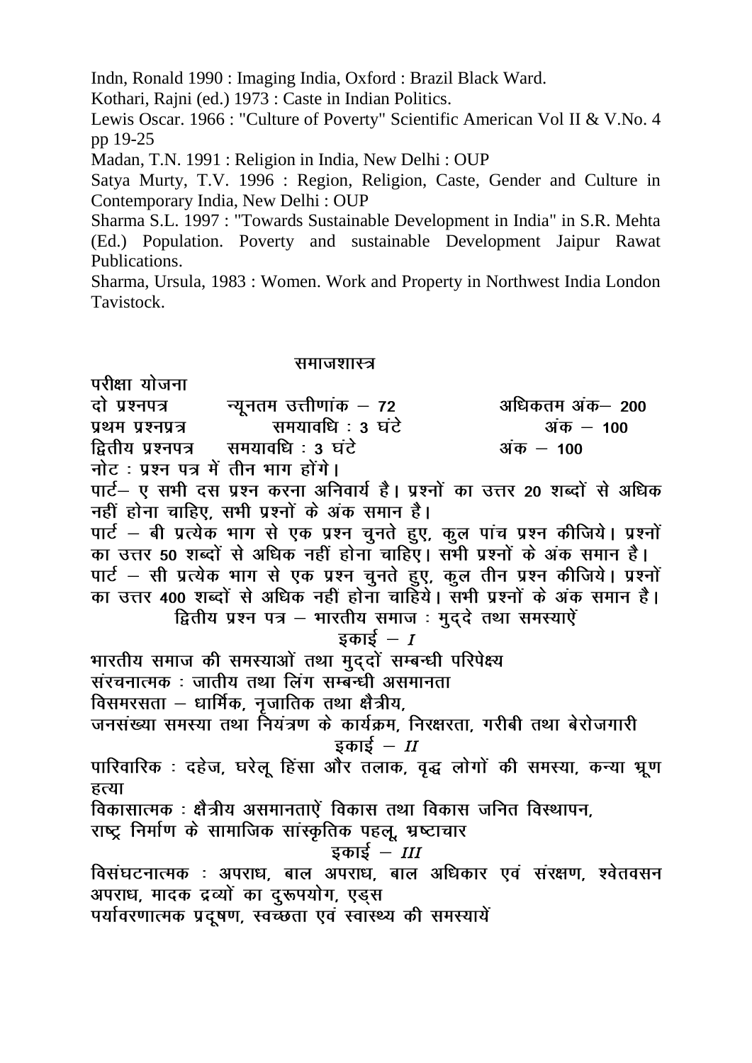Indn, Ronald 1990 : Imaging India, Oxford : Brazil Black Ward.

Kothari, Rajni (ed.) 1973 : Caste in Indian Politics.

Lewis Oscar. 1966 : "Culture of Poverty" Scientific American Vol II & V.No. 4 pp 19-25

Madan, T.N. 1991 : Religion in India, New Delhi : OUP

Satya Murty, T.V. 1996 : Region, Religion, Caste, Gender and Culture in Contemporary India, New Delhi : OUP

Sharma S.L. 1997 : "Towards Sustainable Development in India" in S.R. Mehta (Ed.) Population. Poverty and sustainable Development Jaipur Rawat Publications.

Sharma, Ursula, 1983 : Women. Work and Property in Northwest India London Tavistock.

## समाजशास्त्र

परीक्षा योजना

| | | |
|---|---|---|
| दो प्रश्नपत्र | न्यूनतम उत्तीर्णांक – 72 | अधिकतम अंक– 200 |
| प्रथम प्रश्नप्रत्र | समयावधि : 3 घंटे | अंक – 100 |
| द्वितीय प्रश्नपत्र | समयावधि : 3 घंटे | अंक – 100 |

नोट : प्रश्न पत्र में तीन भाग होंगे।

पार्ट– ए सभी दस प्रश्न करना अनिवार्य है। प्रश्नों का उत्तर 20 शब्दों से अधिक नहीं होना चाहिए, सभी प्रश्नों के अंक समान है।

पार्ट – बी प्रत्येक भाग से एक प्रश्न चुनते हुए, कुल पांच प्रश्न कीजिये। प्रश्नों का उत्तर 50 शब्दों से अधिक नहीं होना चाहिए। सभी प्रश्नों के अंक समान है।

पार्ट – सी प्रत्येक भाग से एक प्रश्न चुनते हुए, कुल तीन प्रश्न कीजिये। प्रश्नों का उत्तर 400 शब्दों से अधिक नहीं होना चाहिये। सभी प्रश्नों के अंक समान है।

### द्वितीय प्रश्न पत्र – भारतीय समाज : मुद्दे तथा समस्याऐं

#### इकाई – *I*

भारतीय समाज की समस्याओं तथा मुद्दों सम्बन्धी परिपेक्ष्य

संरचनात्मक : जातीय तथा लिंग सम्बन्धी असमानता

विसमरसता – धार्मिक, नृजातिक तथा क्षैत्रीय,

जनसंख्या समस्या तथा नियंत्रण के कार्यक्रम, निरक्षरता, गरीबी तथा बेरोजगारी

#### इकाई – *II*

पारिवारिक : दहेज, घरेलू हिंसा और तलाक, वृद्ध लोगों की समस्या, कन्या भ्रूण हत्या

विकासात्मक : क्षैत्रीय असमानताऐं विकास तथा विकास जनित विस्थापन,

राष्ट्र निर्माण के सामाजिक सांस्कृतिक पहलू, भ्रष्टाचार

#### इकाई – *III*

विसंघटनात्मक : अपराध, बाल अपराध, बाल अधिकार एवं संरक्षण, श्वेतवसन अपराध, मादक द्रव्यों का दुरूपयोग, एड्स

पर्यावरणात्मक प्रदूषण, स्वच्छता एवं स्वास्थ्य की समस्यायें